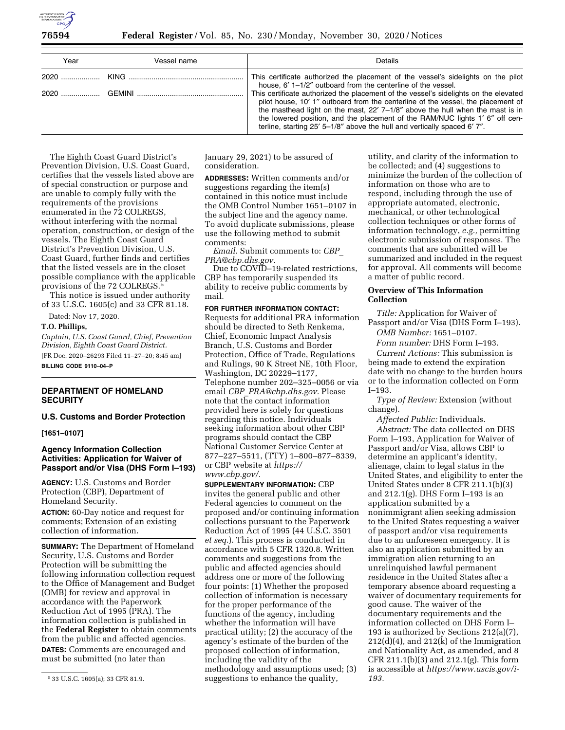| Year | Vessel name | Details |
|---|---|---|
| 2020 | KING | This certificate authorized the placement of the vessel's sidelights on the pilot house, 6′ 1–1/2″ outboard from the centerline of the vessel. |
| 2020 | GEMINI | This certificate authorized the placement of the vessel's sidelights on the elevated pilot house, 10′ 1″ outboard from the centerline of the vessel, the placement of the masthead light on the mast, 22′ 7–1/8″ above the hull when the mast is in the lowered position, and the placement of the RAM/NUC lights 1′ 6″ off centerline, starting 25′ 5–1/8″ above the hull and vertically spaced 6′ 7″. |

The Eighth Coast Guard District's Prevention Division, U.S. Coast Guard, certifies that the vessels listed above are of special construction or purpose and are unable to comply fully with the requirements of the provisions enumerated in the 72 COLREGS, without interfering with the normal operation, construction, or design of the vessels. The Eighth Coast Guard District's Prevention Division, U.S. Coast Guard, further finds and certifies that the listed vessels are in the closet possible compliance with the applicable provisions of the 72 COLREGS.[5]

This notice is issued under authority of 33 U.S.C. 1605(c) and 33 CFR 81.18.

Dated: Nov 17, 2020.

**T.O. Phillips,**

*Captain, U.S. Coast Guard, Chief, Prevention Division, Eighth Coast Guard District.*

[FR Doc. 2020–26293 Filed 11–27–20; 8:45 am]

**BILLING CODE 9110–04–P**

[5] 33 U.S.C. 1605(a); 33 CFR 81.9.

## DEPARTMENT OF HOMELAND SECURITY

### U.S. Customs and Border Protection

**[1651–0107]**

### Agency Information Collection Activities: Application for Waiver of Passport and/or Visa (DHS Form I–193)

**AGENCY:** U.S. Customs and Border Protection (CBP), Department of Homeland Security.

**ACTION:** 60-Day notice and request for comments; Extension of an existing collection of information.

**SUMMARY:** The Department of Homeland Security, U.S. Customs and Border Protection will be submitting the following information collection request to the Office of Management and Budget (OMB) for review and approval in accordance with the Paperwork Reduction Act of 1995 (PRA). The information collection is published in the **Federal Register** to obtain comments from the public and affected agencies.

**DATES:** Comments are encouraged and must be submitted (no later than January 29, 2021) to be assured of consideration.

**ADDRESSES:** Written comments and/or suggestions regarding the item(s) contained in this notice must include the OMB Control Number 1651–0107 in the subject line and the agency name. To avoid duplicate submissions, please use the following method to submit comments:

*Email.* Submit comments to: *CBP_PRA@cbp.dhs.gov.*

Due to COVID–19-related restrictions, CBP has temporarily suspended its ability to receive public comments by mail.

**FOR FURTHER INFORMATION CONTACT:** Requests for additional PRA information should be directed to Seth Renkema, Chief, Economic Impact Analysis Branch, U.S. Customs and Border Protection, Office of Trade, Regulations and Rulings, 90 K Street NE, 10th Floor, Washington, DC 20229–1177, Telephone number 202–325–0056 or via email *CBP_PRA@cbp.dhs.gov.* Please note that the contact information provided here is solely for questions regarding this notice. Individuals seeking information about other CBP programs should contact the CBP National Customer Service Center at 877–227–5511, (TTY) 1–800–877–8339, or CBP website at *https://www.cbp.gov/.*

**SUPPLEMENTARY INFORMATION:** CBP invites the general public and other Federal agencies to comment on the proposed and/or continuing information collections pursuant to the Paperwork Reduction Act of 1995 (44 U.S.C. 3501 *et seq.*). This process is conducted in accordance with 5 CFR 1320.8. Written comments and suggestions from the public and affected agencies should address one or more of the following four points: (1) Whether the proposed collection of information is necessary for the proper performance of the functions of the agency, including whether the information will have practical utility; (2) the accuracy of the agency's estimate of the burden of the proposed collection of information, including the validity of the methodology and assumptions used; (3) suggestions to enhance the quality, utility, and clarity of the information to be collected; and (4) suggestions to minimize the burden of the collection of information on those who are to respond, including through the use of appropriate automated, electronic, mechanical, or other technological collection techniques or other forms of information technology, *e.g.,* permitting electronic submission of responses. The comments that are submitted will be summarized and included in the request for approval. All comments will become a matter of public record.

### Overview of This Information Collection

*Title:* Application for Waiver of Passport and/or Visa (DHS Form I–193).

*OMB Number:* 1651–0107.

*Form number:* DHS Form I–193.

*Current Actions:* This submission is being made to extend the expiration date with no change to the burden hours or to the information collected on Form I–193.

*Type of Review:* Extension (without change).

*Affected Public:* Individuals.

*Abstract:* The data collected on DHS Form I–193, Application for Waiver of Passport and/or Visa, allows CBP to determine an applicant's identity, alienage, claim to legal status in the United States, and eligibility to enter the United States under 8 CFR 211.1(b)(3) and 212.1(g). DHS Form I–193 is an application submitted by a nonimmigrant alien seeking admission to the United States requesting a waiver of passport and/or visa requirements due to an unforeseen emergency. It is also an application submitted by an immigration alien returning to an unrelinquished lawful permanent residence in the United States after a temporary absence aboard requesting a waiver of documentary requirements for good cause. The waiver of the documentary requirements and the information collected on DHS Form I–193 is authorized by Sections 212(a)(7), 212(d)(4), and 212(k) of the Immigration and Nationality Act, as amended, and 8 CFR 211.1(b)(3) and 212.1(g). This form is accessible at *https://www.uscis.gov/i-193.*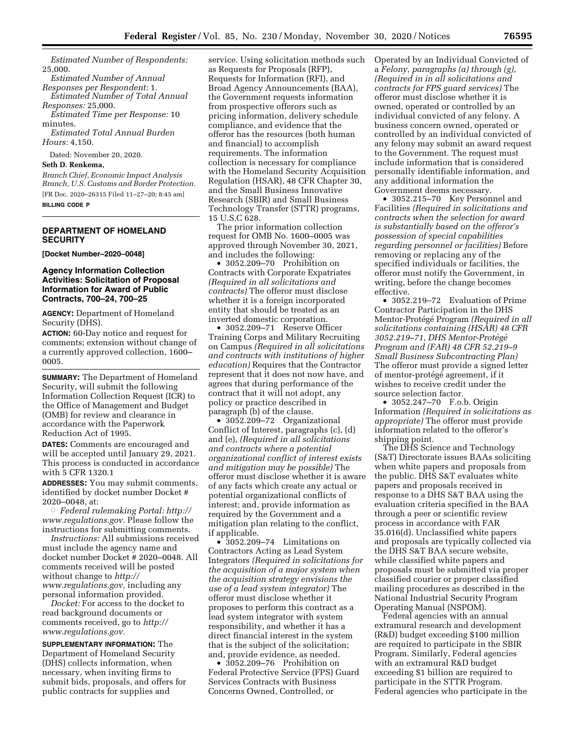*Estimated Number of Respondents:* 25,000.

*Estimated Number of Annual Responses per Respondent:* 1.

*Estimated Number of Total Annual Responses:* 25,000.

*Estimated Time per Response:* 10 minutes.

*Estimated Total Annual Burden Hours:* 4,150.

Dated: November 20, 2020.

**Seth D. Renkema,**

*Branch Chief, Economic Impact Analysis Branch, U.S. Customs and Border Protection.*

[FR Doc. 2020–26315 Filed 11–27–20; 8:45 am]

**BILLING CODE P**

## DEPARTMENT OF HOMELAND SECURITY

**[Docket Number–2020–0048]**

### Agency Information Collection Activities: Solicitation of Proposal Information for Award of Public Contracts, 700–24, 700–25

**AGENCY:** Department of Homeland Security (DHS).

**ACTION:** 60-Day notice and request for comments; extension without change of a currently approved collection, 1600–0005.

**SUMMARY:** The Department of Homeland Security, will submit the following Information Collection Request (ICR) to the Office of Management and Budget (OMB) for review and clearance in accordance with the Paperwork Reduction Act of 1995.

**DATES:** Comments are encouraged and will be accepted until January 29, 2021. This process is conducted in accordance with 5 CFR 1320.1

**ADDRESSES:** You may submit comments, identified by docket number Docket # 2020–0048, at:

◦ *Federal rulemaking Portal: http://www.regulations.gov.* Please follow the instructions for submitting comments.

*Instructions:* All submissions received must include the agency name and docket number Docket # 2020–0048. All comments received will be posted without change to *http://www.regulations.gov,* including any personal information provided.

*Docket:* For access to the docket to read background documents or comments received, go to *http://www.regulations.gov.*

**SUPPLEMENTARY INFORMATION:** The Department of Homeland Security (DHS) collects information, when necessary, when inviting firms to submit bids, proposals, and offers for public contracts for supplies and service. Using solicitation methods such as Requests for Proposals (RFP), Requests for Information (RFI), and Broad Agency Announcements (BAA), the Government requests information from prospective offerors such as pricing information, delivery schedule compliance, and evidence that the offeror has the resources (both human and financial) to accomplish requirements. The information collection is necessary for compliance with the Homeland Security Acquisition Regulation (HSAR), 48 CFR Chapter 30, and the Small Business Innovative Research (SBIR) and Small Business Technology Transfer (STTR) programs, 15 U.S.C 628.

The prior information collection request for OMB No. 1600–0005 was approved through November 30, 2021, and includes the following:

• 3052.209–70 Prohibition on Contracts with Corporate Expatriates *(Required in all solicitations and contracts)* The offeror must disclose whether it is a foreign incorporated entity that should be treated as an inverted domestic corporation.

• 3052.209–71 Reserve Officer Training Corps and Military Recruiting on Campus *(Required in all solicitations and contracts with institutions of higher education)* Requires that the Contractor represent that it does not now have, and agrees that during performance of the contract that it will not adopt, any policy or practice described in paragraph (b) of the clause.

• 3052.209–72 Organizational Conflict of Interest, paragraphs (c), (d) and (e), *(Required in all solicitations and contracts where a potential organizational conflict of interest exists and mitigation may be possible)* The offeror must disclose whether it is aware of any facts which create any actual or potential organizational conflicts of interest; and, provide information as required by the Government and a mitigation plan relating to the conflict, if applicable.

• 3052.209–74 Limitations on Contractors Acting as Lead System Integrators *(Required in solicitations for the acquisition of a major system when the acquisition strategy envisions the use of a lead system integrator)* The offeror must disclose whether it proposes to perform this contract as a lead system integrator with system responsibility, and whether it has a direct financial interest in the system that is the subject of the solicitation; and, provide evidence, as needed.

• 3052.209–76 Prohibition on Federal Protective Service (FPS) Guard Services Contracts with Business Concerns Owned, Controlled, or Operated by an Individual Convicted of a *Felony, paragraphs (a) through (g), (Required in in all solicitations and contracts for FPS guard services)* The offeror must disclose whether it is owned, operated or controlled by an individual convicted of any felony. A business concern owned, operated or controlled by an individual convicted of any felony may submit an award request to the Government. The request must include information that is considered personally identifiable information, and any additional information the Government deems necessary.

• 3052.215–70 Key Personnel and Facilities *(Required in solicitations and contracts when the selection for award is substantially based on the offeror's possession of special capabilities regarding personnel or facilities)* Before removing or replacing any of the specified individuals or facilities, the offeror must notify the Government, in writing, before the change becomes effective.

• 3052.219–72 Evaluation of Prime Contractor Participation in the DHS Mentor-Protégé Program *(Required in all solicitations containing (HSAR) 48 CFR 3052.219–71, DHS Mentor-Protégé Program and (FAR) 48 CFR 52.219–9 Small Business Subcontracting Plan)* The offeror must provide a signed letter of mentor-protégé agreement, if it wishes to receive credit under the source selection factor.

• 3052.247–70 F.o.b. Origin Information *(Required in solicitations as appropriate)* The offeror must provide information related to the offeror's shipping point.

The DHS Science and Technology (S&T) Directorate issues BAAs soliciting when white papers and proposals from the public. DHS S&T evaluates white papers and proposals received in response to a DHS S&T BAA using the evaluation criteria specified in the BAA through a peer or scientific review process in accordance with FAR 35.016(d). Unclassified white papers and proposals are typically collected via the DHS S&T BAA secure website, while classified white papers and proposals must be submitted via proper classified courier or proper classified mailing procedures as described in the National Industrial Security Program Operating Manual (NSPOM).

Federal agencies with an annual extramural research and development (R&D) budget exceeding $100 million are required to participate in the SBIR Program. Similarly, Federal agencies with an extramural R&D budget exceeding $1 billion are required to participate in the STTR Program. Federal agencies who participate in the